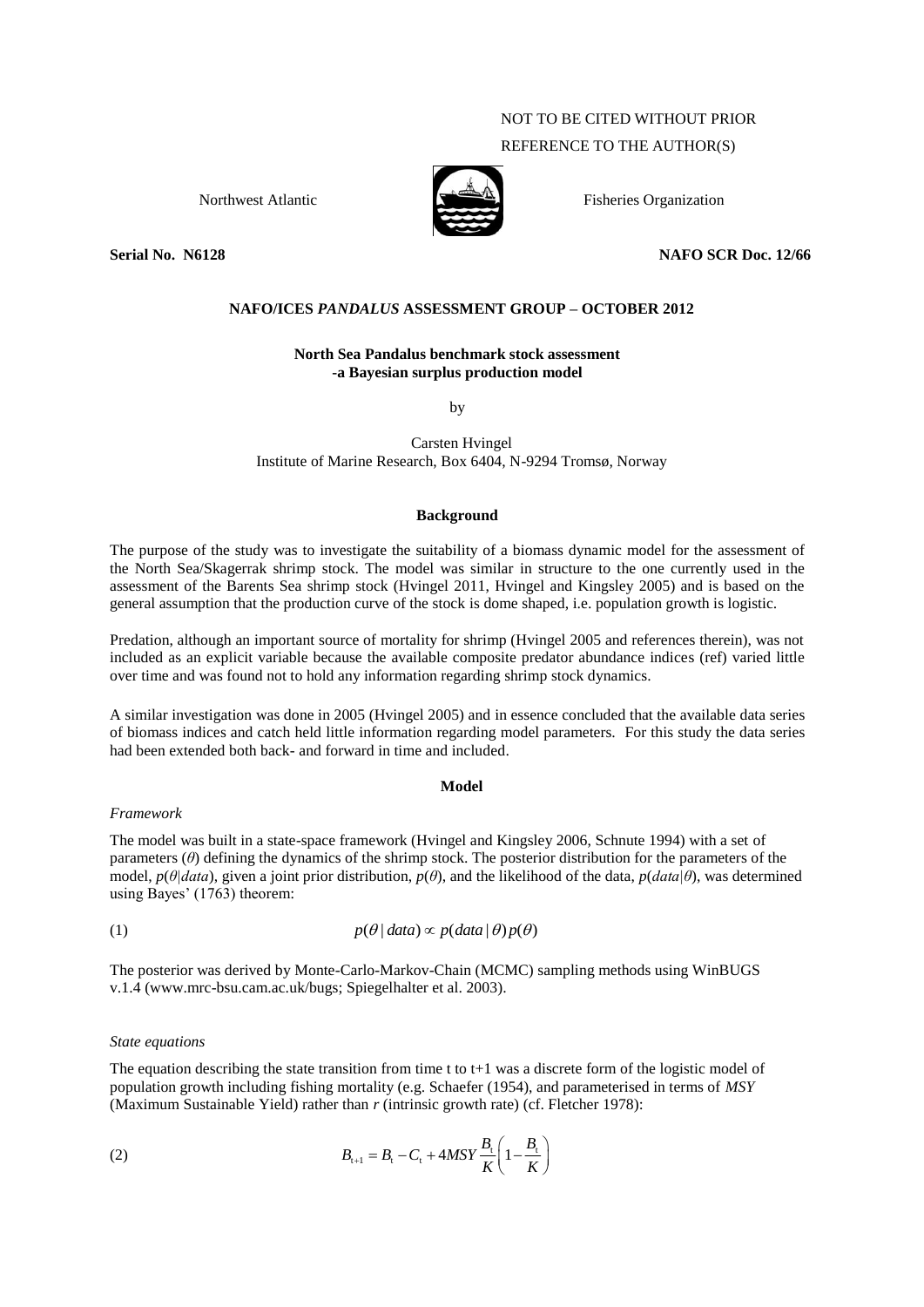NOT TO BE CITED WITHOUT PRIOR
REFERENCE TO THE AUTHOR(S)

Northwest Atlantic Fisheries Organization

**Serial No. N6128** **NAFO SCR Doc. 12/66**

**NAFO/ICES *PANDALUS* ASSESSMENT GROUP – OCTOBER 2012**

**North Sea Pandalus benchmark stock assessment**
**-a Bayesian surplus production model**

by

Carsten Hvingel
Institute of Marine Research, Box 6404, N-9294 Tromsø, Norway

## Background

The purpose of the study was to investigate the suitability of a biomass dynamic model for the assessment of the North Sea/Skagerrak shrimp stock. The model was similar in structure to the one currently used in the assessment of the Barents Sea shrimp stock (Hvingel 2011, Hvingel and Kingsley 2005) and is based on the general assumption that the production curve of the stock is dome shaped, i.e. population growth is logistic.

Predation, although an important source of mortality for shrimp (Hvingel 2005 and references therein), was not included as an explicit variable because the available composite predator abundance indices (ref) varied little over time and was found not to hold any information regarding shrimp stock dynamics.

A similar investigation was done in 2005 (Hvingel 2005) and in essence concluded that the available data series of biomass indices and catch held little information regarding model parameters. For this study the data series had been extended both back- and forward in time and included.

## Model

*Framework*

The model was built in a state-space framework (Hvingel and Kingsley 2006, Schnute 1994) with a set of parameters ($\theta$) defining the dynamics of the shrimp stock. The posterior distribution for the parameters of the model, $p(\theta|data)$, given a joint prior distribution, $p(\theta)$, and the likelihood of the data, $p(data|\theta)$, was determined using Bayes' (1763) theorem:

$$(1) \qquad p(\theta \mid data) \propto p(data \mid \theta)\, p(\theta)$$

The posterior was derived by Monte-Carlo-Markov-Chain (MCMC) sampling methods using WinBUGS v.1.4 (www.mrc-bsu.cam.ac.uk/bugs; Spiegelhalter et al. 2003).

*State equations*

The equation describing the state transition from time t to t+1 was a discrete form of the logistic model of population growth including fishing mortality (e.g. Schaefer (1954), and parameterised in terms of *MSY* (Maximum Sustainable Yield) rather than *r* (intrinsic growth rate) (cf. Fletcher 1978):

$$(2) \qquad B_{t+1} = B_t - C_t + 4MSY\frac{B_t}{K}\left(1 - \frac{B_t}{K}\right)$$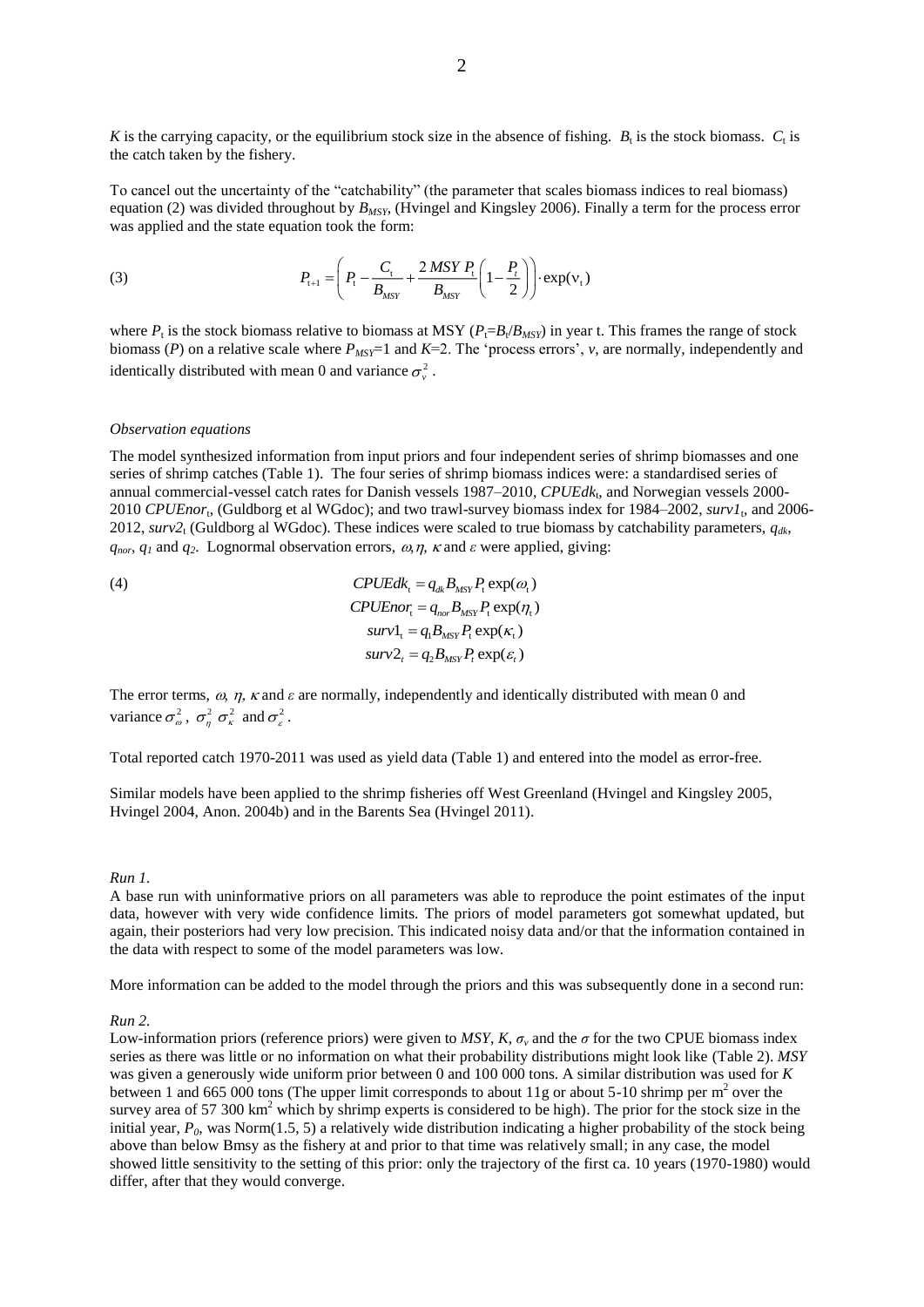$K$ is the carrying capacity, or the equilibrium stock size in the absence of fishing. $B_t$ is the stock biomass. $C_t$ is the catch taken by the fishery.

To cancel out the uncertainty of the "catchability" (the parameter that scales biomass indices to real biomass) equation (2) was divided throughout by $B_{MSY}$, (Hvingel and Kingsley 2006). Finally a term for the process error was applied and the state equation took the form:

$$(3) \qquad P_{t+1} = \left( P_t - \frac{C_t}{B_{MSY}} + \frac{2\,MSY\,P_t}{B_{MSY}}\left(1 - \frac{P_t}{2}\right)\right) \cdot \exp(\nu_t)$$

where $P_t$ is the stock biomass relative to biomass at MSY ($P_t$=$B_t$/$B_{MSY}$) in year t. This frames the range of stock biomass ($P$) on a relative scale where $P_{MSY}$=1 and $K$=2. The 'process errors', $v$, are normally, independently and identically distributed with mean 0 and variance $\sigma_v^2$.

*Observation equations*

The model synthesized information from input priors and four independent series of shrimp biomasses and one series of shrimp catches (Table 1). The four series of shrimp biomass indices were: a standardised series of annual commercial-vessel catch rates for Danish vessels 1987–2010, $CPUEdk_t$, and Norwegian vessels 2000-2010 $CPUEnor_t$, (Guldborg et al WGdoc); and two trawl-survey biomass index for 1984–2002, $surv1_t$, and 2006-2012, $surv2_t$ (Guldborg al WGdoc). These indices were scaled to true biomass by catchability parameters, $q_{dk}$, $q_{nor}$, $q_1$ and $q_2$. Lognormal observation errors, $\omega, \eta, \kappa$ and $\varepsilon$ were applied, giving:

$$(4) \qquad \begin{aligned} CPUEdk_t &= q_{dk} B_{MSY} P_t \exp(\omega_t) \\ CPUEnor_t &= q_{nor} B_{MSY} P_t \exp(\eta_t) \\ surv1_t &= q_1 B_{MSY} P_t \exp(\kappa_t) \\ surv2_t &= q_2 B_{MSY} P_t \exp(\varepsilon_t) \end{aligned}$$

The error terms, $\omega$, $\eta$, $\kappa$ and $\varepsilon$ are normally, independently and identically distributed with mean 0 and variance $\sigma_\omega^2$, $\sigma_\eta^2$ $\sigma_\kappa^2$ and $\sigma_\varepsilon^2$.

Total reported catch 1970-2011 was used as yield data (Table 1) and entered into the model as error-free.

Similar models have been applied to the shrimp fisheries off West Greenland (Hvingel and Kingsley 2005, Hvingel 2004, Anon. 2004b) and in the Barents Sea (Hvingel 2011).

*Run 1.*

A base run with uninformative priors on all parameters was able to reproduce the point estimates of the input data, however with very wide confidence limits. The priors of model parameters got somewhat updated, but again, their posteriors had very low precision. This indicated noisy data and/or that the information contained in the data with respect to some of the model parameters was low.

More information can be added to the model through the priors and this was subsequently done in a second run:

*Run 2.*

Low-information priors (reference priors) were given to $MSY$, $K$, $\sigma_v$ and the $\sigma$ for the two CPUE biomass index series as there was little or no information on what their probability distributions might look like (Table 2). $MSY$ was given a generously wide uniform prior between 0 and 100 000 tons. A similar distribution was used for $K$ between 1 and 665 000 tons (The upper limit corresponds to about 11g or about 5-10 shrimp per m$^2$ over the survey area of 57 300 km$^2$ which by shrimp experts is considered to be high). The prior for the stock size in the initial year, $P_0$, was Norm(1.5, 5) a relatively wide distribution indicating a higher probability of the stock being above than below Bmsy as the fishery at and prior to that time was relatively small; in any case, the model showed little sensitivity to the setting of this prior: only the trajectory of the first ca. 10 years (1970-1980) would differ, after that they would converge.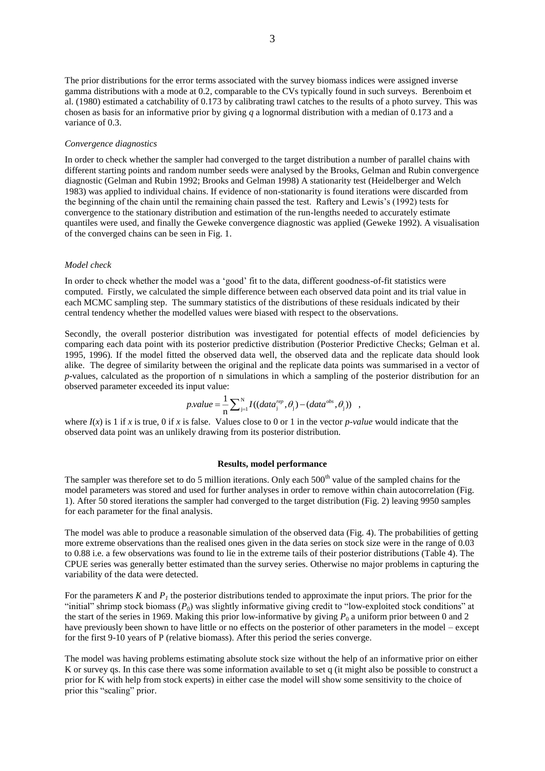The prior distributions for the error terms associated with the survey biomass indices were assigned inverse gamma distributions with a mode at 0.2, comparable to the CVs typically found in such surveys. Berenboim et al. (1980) estimated a catchability of 0.173 by calibrating trawl catches to the results of a photo survey. This was chosen as basis for an informative prior by giving $q$ a lognormal distribution with a median of 0.173 and a variance of 0.3.

*Convergence diagnostics*

In order to check whether the sampler had converged to the target distribution a number of parallel chains with different starting points and random number seeds were analysed by the Brooks, Gelman and Rubin convergence diagnostic (Gelman and Rubin 1992; Brooks and Gelman 1998) A stationarity test (Heidelberger and Welch 1983) was applied to individual chains. If evidence of non-stationarity is found iterations were discarded from the beginning of the chain until the remaining chain passed the test. Raftery and Lewis's (1992) tests for convergence to the stationary distribution and estimation of the run-lengths needed to accurately estimate quantiles were used, and finally the Geweke convergence diagnostic was applied (Geweke 1992). A visualisation of the converged chains can be seen in Fig. 1.

*Model check*

In order to check whether the model was a 'good' fit to the data, different goodness-of-fit statistics were computed. Firstly, we calculated the simple difference between each observed data point and its trial value in each MCMC sampling step. The summary statistics of the distributions of these residuals indicated by their central tendency whether the modelled values were biased with respect to the observations.

Secondly, the overall posterior distribution was investigated for potential effects of model deficiencies by comparing each data point with its posterior predictive distribution (Posterior Predictive Checks; Gelman et al. 1995, 1996). If the model fitted the observed data well, the observed data and the replicate data should look alike. The degree of similarity between the original and the replicate data points was summarised in a vector of *p*-values, calculated as the proportion of n simulations in which a sampling of the posterior distribution for an observed parameter exceeded its input value:

$$p.value = \frac{1}{n}\sum_{j=1}^{N} I((data_j^{rep}, \theta_j) - (data^{obs}, \theta_j)) \quad ,$$

where $I(x)$ is 1 if $x$ is true, 0 if $x$ is false. Values close to 0 or 1 in the vector *p-value* would indicate that the observed data point was an unlikely drawing from its posterior distribution.

**Results, model performance**

The sampler was therefore set to do 5 million iterations. Only each 500[th] value of the sampled chains for the model parameters was stored and used for further analyses in order to remove within chain autocorrelation (Fig. 1). After 50 stored iterations the sampler had converged to the target distribution (Fig. 2) leaving 9950 samples for each parameter for the final analysis.

The model was able to produce a reasonable simulation of the observed data (Fig. 4). The probabilities of getting more extreme observations than the realised ones given in the data series on stock size were in the range of 0.03 to 0.88 i.e. a few observations was found to lie in the extreme tails of their posterior distributions (Table 4). The CPUE series was generally better estimated than the survey series. Otherwise no major problems in capturing the variability of the data were detected.

For the parameters $K$ and $P_1$ the posterior distributions tended to approximate the input priors. The prior for the "initial" shrimp stock biomass ($P_0$) was slightly informative giving credit to "low-exploited stock conditions" at the start of the series in 1969. Making this prior low-informative by giving $P_0$ a uniform prior between 0 and 2 have previously been shown to have little or no effects on the posterior of other parameters in the model – except for the first 9-10 years of P (relative biomass). After this period the series converge.

The model was having problems estimating absolute stock size without the help of an informative prior on either K or survey qs. In this case there was some information available to set q (it might also be possible to construct a prior for K with help from stock experts) in either case the model will show some sensitivity to the choice of prior this "scaling" prior.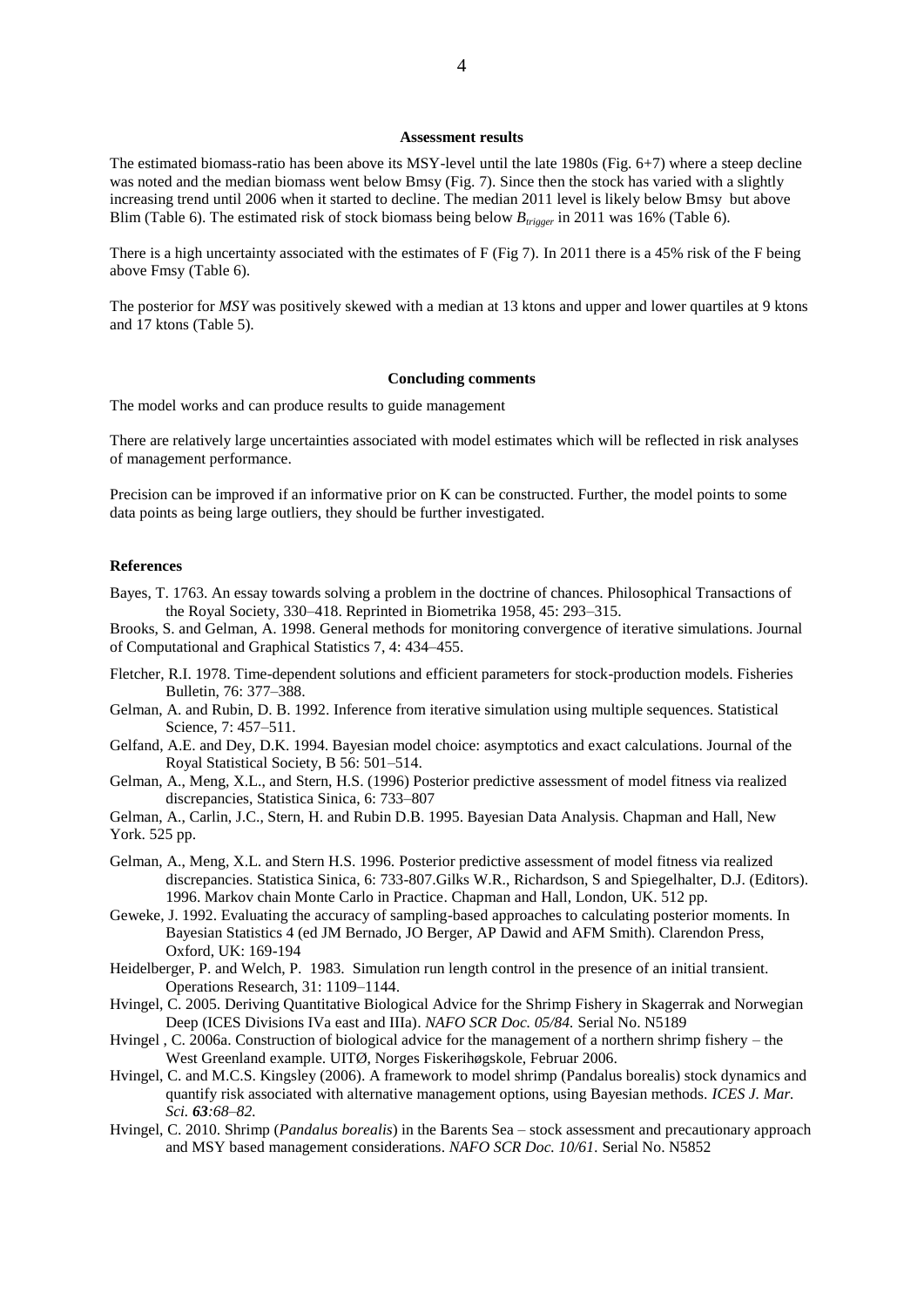### Assessment results

The estimated biomass-ratio has been above its MSY-level until the late 1980s (Fig. 6+7) where a steep decline was noted and the median biomass went below Bmsy (Fig. 7). Since then the stock has varied with a slightly increasing trend until 2006 when it started to decline. The median 2011 level is likely below Bmsy but above Blim (Table 6). The estimated risk of stock biomass being below $B_{trigger}$ in 2011 was 16% (Table 6).

There is a high uncertainty associated with the estimates of F (Fig 7). In 2011 there is a 45% risk of the F being above Fmsy (Table 6).

The posterior for *MSY* was positively skewed with a median at 13 ktons and upper and lower quartiles at 9 ktons and 17 ktons (Table 5).

### Concluding comments

The model works and can produce results to guide management

There are relatively large uncertainties associated with model estimates which will be reflected in risk analyses of management performance.

Precision can be improved if an informative prior on K can be constructed. Further, the model points to some data points as being large outliers, they should be further investigated.

### References

Bayes, T. 1763. An essay towards solving a problem in the doctrine of chances. Philosophical Transactions of the Royal Society, 330–418. Reprinted in Biometrika 1958, 45: 293–315.

Brooks, S. and Gelman, A. 1998. General methods for monitoring convergence of iterative simulations. Journal of Computational and Graphical Statistics 7, 4: 434–455.

Fletcher, R.I. 1978. Time-dependent solutions and efficient parameters for stock-production models. Fisheries Bulletin, 76: 377–388.

Gelman, A. and Rubin, D. B. 1992. Inference from iterative simulation using multiple sequences. Statistical Science, 7: 457–511.

Gelfand, A.E. and Dey, D.K. 1994. Bayesian model choice: asymptotics and exact calculations. Journal of the Royal Statistical Society, B 56: 501–514.

Gelman, A., Meng, X.L., and Stern, H.S. (1996) Posterior predictive assessment of model fitness via realized discrepancies, Statistica Sinica, 6: 733–807

Gelman, A., Carlin, J.C., Stern, H. and Rubin D.B. 1995. Bayesian Data Analysis. Chapman and Hall, New York. 525 pp.

Gelman, A., Meng, X.L. and Stern H.S. 1996. Posterior predictive assessment of model fitness via realized discrepancies. Statistica Sinica, 6: 733-807.Gilks W.R., Richardson, S and Spiegelhalter, D.J. (Editors). 1996. Markov chain Monte Carlo in Practice. Chapman and Hall, London, UK. 512 pp.

Geweke, J. 1992. Evaluating the accuracy of sampling-based approaches to calculating posterior moments. In Bayesian Statistics 4 (ed JM Bernado, JO Berger, AP Dawid and AFM Smith). Clarendon Press, Oxford, UK: 169-194

Heidelberger, P. and Welch, P. 1983. Simulation run length control in the presence of an initial transient. Operations Research, 31: 1109–1144.

Hvingel, C. 2005. Deriving Quantitative Biological Advice for the Shrimp Fishery in Skagerrak and Norwegian Deep (ICES Divisions IVa east and IIIa). *NAFO SCR Doc. 05/84.* Serial No. N5189

Hvingel , C. 2006a. Construction of biological advice for the management of a northern shrimp fishery – the West Greenland example. UITØ, Norges Fiskerihøgskole, Februar 2006.

Hvingel, C. and M.C.S. Kingsley (2006). A framework to model shrimp (Pandalus borealis) stock dynamics and quantify risk associated with alternative management options, using Bayesian methods. *ICES J. Mar. Sci.* ***63****:68–82.*

Hvingel, C. 2010. Shrimp (*Pandalus borealis*) in the Barents Sea – stock assessment and precautionary approach and MSY based management considerations. *NAFO SCR Doc. 10/61.* Serial No. N5852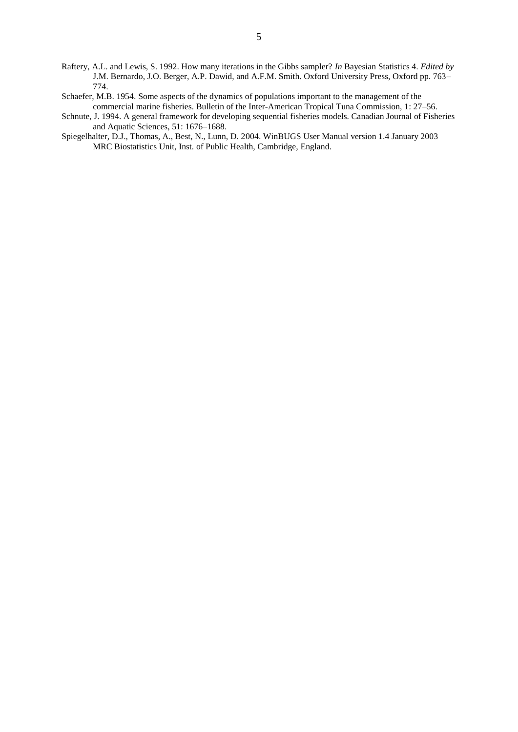Raftery, A.L. and Lewis, S. 1992. How many iterations in the Gibbs sampler? *In* Bayesian Statistics 4. *Edited by* J.M. Bernardo, J.O. Berger, A.P. Dawid, and A.F.M. Smith. Oxford University Press, Oxford pp. 763–774.

Schaefer, M.B. 1954. Some aspects of the dynamics of populations important to the management of the commercial marine fisheries. Bulletin of the Inter-American Tropical Tuna Commission, 1: 27–56.

Schnute, J. 1994. A general framework for developing sequential fisheries models. Canadian Journal of Fisheries and Aquatic Sciences, 51: 1676–1688.

Spiegelhalter, D.J., Thomas, A., Best, N., Lunn, D. 2004. WinBUGS User Manual version 1.4 January 2003 MRC Biostatistics Unit, Inst. of Public Health, Cambridge, England.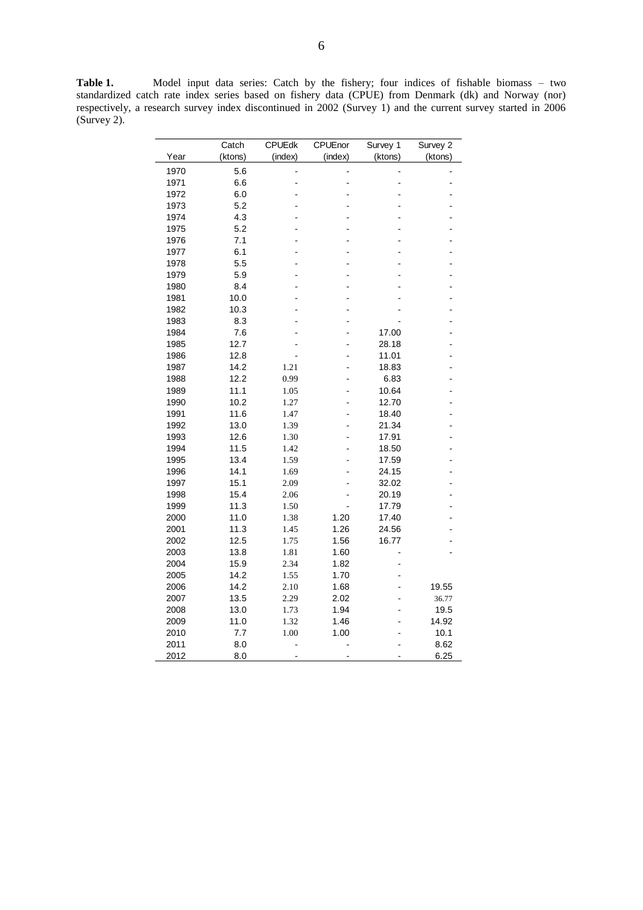**Table 1.** Model input data series: Catch by the fishery; four indices of fishable biomass – two standardized catch rate index series based on fishery data (CPUE) from Denmark (dk) and Norway (nor) respectively, a research survey index discontinued in 2002 (Survey 1) and the current survey started in 2006 (Survey 2).

| Year | Catch (ktons) | CPUEdk (index) | CPUEnor (index) | Survey 1 (ktons) | Survey 2 (ktons) |
|---|---|---|---|---|---|
| 1970 | 5.6 | - | - | - | - |
| 1971 | 6.6 | - | - | - | - |
| 1972 | 6.0 | - | - | - | - |
| 1973 | 5.2 | - | - | - | - |
| 1974 | 4.3 | - | - | - | - |
| 1975 | 5.2 | - | - | - | - |
| 1976 | 7.1 | - | - | - | - |
| 1977 | 6.1 | - | - | - | - |
| 1978 | 5.5 | - | - | - | - |
| 1979 | 5.9 | - | - | - | - |
| 1980 | 8.4 | - | - | - | - |
| 1981 | 10.0 | - | - | - | - |
| 1982 | 10.3 | - | - | - | - |
| 1983 | 8.3 | - | - | - | - |
| 1984 | 7.6 | - | - | 17.00 | - |
| 1985 | 12.7 | - | - | 28.18 | - |
| 1986 | 12.8 | - | - | 11.01 | - |
| 1987 | 14.2 | 1.21 | - | 18.83 | - |
| 1988 | 12.2 | 0.99 | - | 6.83 | - |
| 1989 | 11.1 | 1.05 | - | 10.64 | - |
| 1990 | 10.2 | 1.27 | - | 12.70 | - |
| 1991 | 11.6 | 1.47 | - | 18.40 | - |
| 1992 | 13.0 | 1.39 | - | 21.34 | - |
| 1993 | 12.6 | 1.30 | - | 17.91 | - |
| 1994 | 11.5 | 1.42 | - | 18.50 | - |
| 1995 | 13.4 | 1.59 | - | 17.59 | - |
| 1996 | 14.1 | 1.69 | - | 24.15 | - |
| 1997 | 15.1 | 2.09 | - | 32.02 | - |
| 1998 | 15.4 | 2.06 | - | 20.19 | - |
| 1999 | 11.3 | 1.50 | - | 17.79 | - |
| 2000 | 11.0 | 1.38 | 1.20 | 17.40 | - |
| 2001 | 11.3 | 1.45 | 1.26 | 24.56 | - |
| 2002 | 12.5 | 1.75 | 1.56 | 16.77 | - |
| 2003 | 13.8 | 1.81 | 1.60 | - | - |
| 2004 | 15.9 | 2.34 | 1.82 | - | |
| 2005 | 14.2 | 1.55 | 1.70 | - | |
| 2006 | 14.2 | 2.10 | 1.68 | - | 19.55 |
| 2007 | 13.5 | 2.29 | 2.02 | - | 36.77 |
| 2008 | 13.0 | 1.73 | 1.94 | - | 19.5 |
| 2009 | 11.0 | 1.32 | 1.46 | - | 14.92 |
| 2010 | 7.7 | 1.00 | 1.00 | - | 10.1 |
| 2011 | 8.0 | - | - | - | 8.62 |
| 2012 | 8.0 | - | - | - | 6.25 |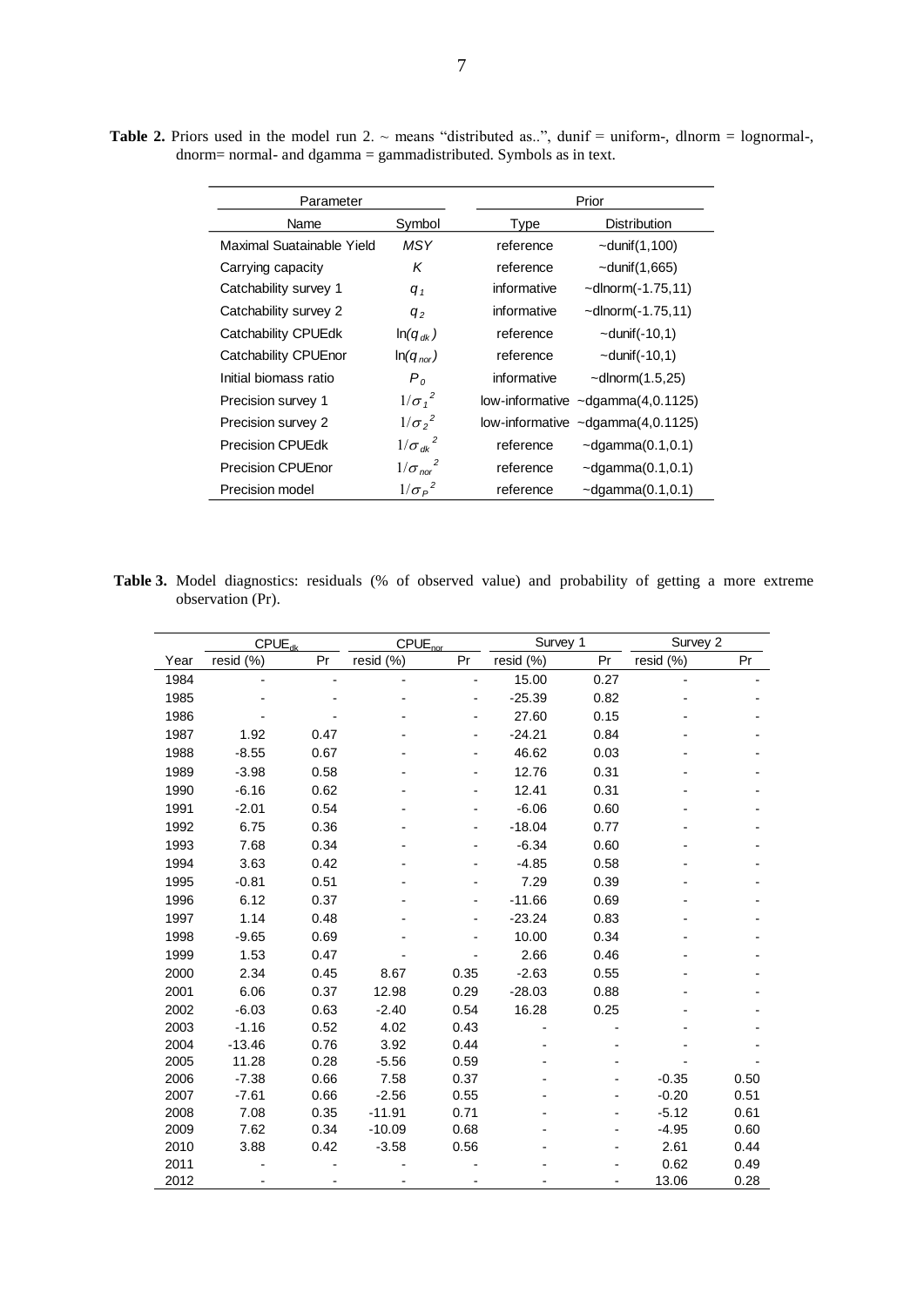**Table 2.** Priors used in the model run 2. ~ means "distributed as..", dunif = uniform-, dlnorm = lognormal-, dnorm= normal- and dgamma = gammadistributed. Symbols as in text.

| Parameter | | Prior | |
|---|---|---|---|
| Name | Symbol | Type | Distribution |
| Maximal Suatainable Yield | $MSY$ | reference | ~dunif(1,100) |
| Carrying capacity | $K$ | reference | ~dunif(1,665) |
| Catchability survey 1 | $q_1$ | informative | ~dlnorm(-1.75,11) |
| Catchability survey 2 | $q_2$ | informative | ~dlnorm(-1.75,11) |
| Catchability CPUEdk | $\ln(q_{dk})$ | reference | ~dunif(-10,1) |
| Catchability CPUEnor | $\ln(q_{nor})$ | reference | ~dunif(-10,1) |
| Initial biomass ratio | $P_0$ | informative | ~dlnorm(1.5,25) |
| Precision survey 1 | $1/\sigma_1^2$ | low-informative | ~dgamma(4,0.1125) |
| Precision survey 2 | $1/\sigma_2^2$ | low-informative | ~dgamma(4,0.1125) |
| Precision CPUEdk | $1/\sigma_{dk}^2$ | reference | ~dgamma(0.1,0.1) |
| Precision CPUEnor | $1/\sigma_{nor}^2$ | reference | ~dgamma(0.1,0.1) |
| Precision model | $1/\sigma_P^2$ | reference | ~dgamma(0.1,0.1) |

**Table 3.** Model diagnostics: residuals (% of observed value) and probability of getting a more extreme observation (Pr).

| | $CPUE_{dk}$ | | $CPUE_{nor}$ | | Survey 1 | | Survey 2 | |
|---|---|---|---|---|---|---|---|---|
| Year | resid (%) | Pr | resid (%) | Pr | resid (%) | Pr | resid (%) | Pr |
| 1984 | - | - | - | - | 15.00 | 0.27 | - | - |
| 1985 | - | - | - | - | -25.39 | 0.82 | - | - |
| 1986 | - | - | - | - | 27.60 | 0.15 | - | - |
| 1987 | 1.92 | 0.47 | - | - | -24.21 | 0.84 | - | - |
| 1988 | -8.55 | 0.67 | - | - | 46.62 | 0.03 | - | - |
| 1989 | -3.98 | 0.58 | - | - | 12.76 | 0.31 | - | - |
| 1990 | -6.16 | 0.62 | - | - | 12.41 | 0.31 | - | - |
| 1991 | -2.01 | 0.54 | - | - | -6.06 | 0.60 | - | - |
| 1992 | 6.75 | 0.36 | - | - | -18.04 | 0.77 | - | - |
| 1993 | 7.68 | 0.34 | - | - | -6.34 | 0.60 | - | - |
| 1994 | 3.63 | 0.42 | - | - | -4.85 | 0.58 | - | - |
| 1995 | -0.81 | 0.51 | - | - | 7.29 | 0.39 | - | - |
| 1996 | 6.12 | 0.37 | - | - | -11.66 | 0.69 | - | - |
| 1997 | 1.14 | 0.48 | - | - | -23.24 | 0.83 | - | - |
| 1998 | -9.65 | 0.69 | - | - | 10.00 | 0.34 | - | - |
| 1999 | 1.53 | 0.47 | - | - | 2.66 | 0.46 | - | - |
| 2000 | 2.34 | 0.45 | 8.67 | 0.35 | -2.63 | 0.55 | - | - |
| 2001 | 6.06 | 0.37 | 12.98 | 0.29 | -28.03 | 0.88 | - | - |
| 2002 | -6.03 | 0.63 | -2.40 | 0.54 | 16.28 | 0.25 | - | - |
| 2003 | -1.16 | 0.52 | 4.02 | 0.43 | - | - | - | - |
| 2004 | -13.46 | 0.76 | 3.92 | 0.44 | - | - | - | - |
| 2005 | 11.28 | 0.28 | -5.56 | 0.59 | - | - | - | - |
| 2006 | -7.38 | 0.66 | 7.58 | 0.37 | - | - | -0.35 | 0.50 |
| 2007 | -7.61 | 0.66 | -2.56 | 0.55 | - | - | -0.20 | 0.51 |
| 2008 | 7.08 | 0.35 | -11.91 | 0.71 | - | - | -5.12 | 0.61 |
| 2009 | 7.62 | 0.34 | -10.09 | 0.68 | - | - | -4.95 | 0.60 |
| 2010 | 3.88 | 0.42 | -3.58 | 0.56 | - | - | 2.61 | 0.44 |
| 2011 | - | - | - | - | - | - | 0.62 | 0.49 |
| 2012 | - | - | - | - | - | - | 13.06 | 0.28 |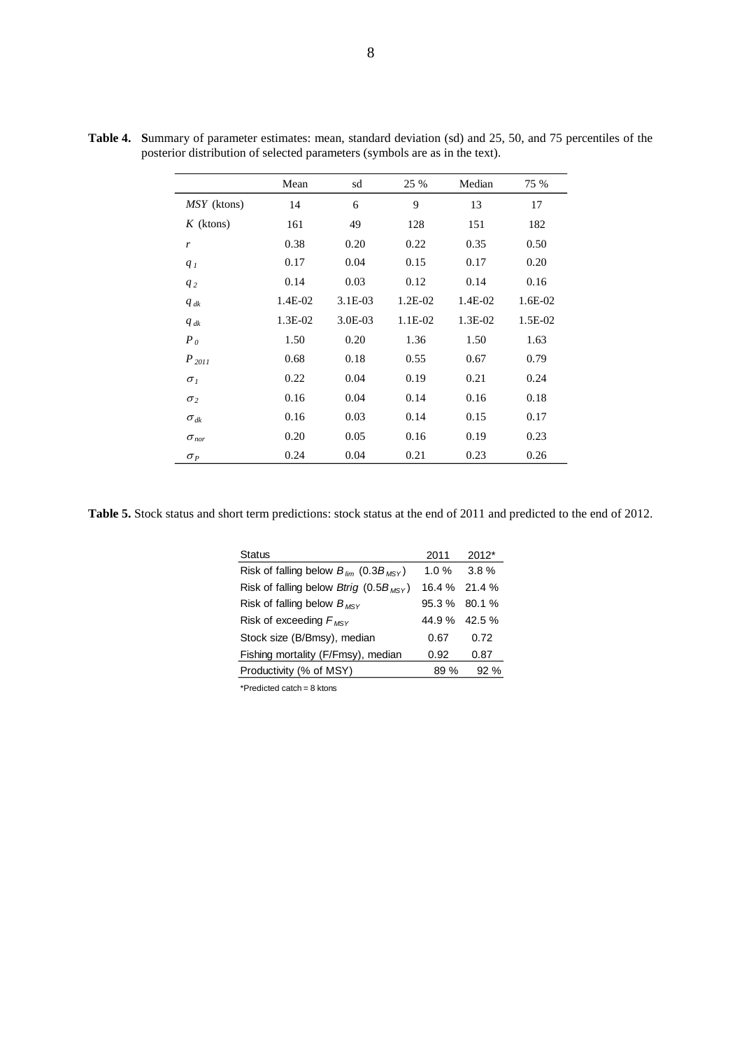**Table 4.** **S**ummary of parameter estimates: mean, standard deviation (sd) and 25, 50, and 75 percentiles of the posterior distribution of selected parameters (symbols are as in the text).

| | Mean | sd | 25 % | Median | 75 % |
|---|---|---|---|---|---|
| *MSY* (ktons) | 14 | 6 | 9 | 13 | 17 |
| *K* (ktons) | 161 | 49 | 128 | 151 | 182 |
| $r$ | 0.38 | 0.20 | 0.22 | 0.35 | 0.50 |
| $q_1$ | 0.17 | 0.04 | 0.15 | 0.17 | 0.20 |
| $q_2$ | 0.14 | 0.03 | 0.12 | 0.14 | 0.16 |
| $q_{dk}$ | 1.4E-02 | 3.1E-03 | 1.2E-02 | 1.4E-02 | 1.6E-02 |
| $q_{dk}$ | 1.3E-02 | 3.0E-03 | 1.1E-02 | 1.3E-02 | 1.5E-02 |
| $P_0$ | 1.50 | 0.20 | 1.36 | 1.50 | 1.63 |
| $P_{2011}$ | 0.68 | 0.18 | 0.55 | 0.67 | 0.79 |
| $\sigma_1$ | 0.22 | 0.04 | 0.19 | 0.21 | 0.24 |
| $\sigma_2$ | 0.16 | 0.04 | 0.14 | 0.16 | 0.18 |
| $\sigma_{dk}$ | 0.16 | 0.03 | 0.14 | 0.15 | 0.17 |
| $\sigma_{nor}$ | 0.20 | 0.05 | 0.16 | 0.19 | 0.23 |
| $\sigma_P$ | 0.24 | 0.04 | 0.21 | 0.23 | 0.26 |

**Table 5.** Stock status and short term predictions: stock status at the end of 2011 and predicted to the end of 2012.

| Status | 2011 | 2012* |
|---|---|---|
| Risk of falling below $B_{lim}$ ($0.3B_{MSY}$) | 1.0 % | 3.8 % |
| Risk of falling below *Btrig* ($0.5B_{MSY}$) | 16.4 % | 21.4 % |
| Risk of falling below $B_{MSY}$ | 95.3 % | 80.1 % |
| Risk of exceeding $F_{MSY}$ | 44.9 % | 42.5 % |
| Stock size (B/Bmsy), median | 0.67 | 0.72 |
| Fishing mortality (F/Fmsy), median | 0.92 | 0.87 |
| Productivity (% of MSY) | 89 % | 92 % |

*Predicted catch = 8 ktons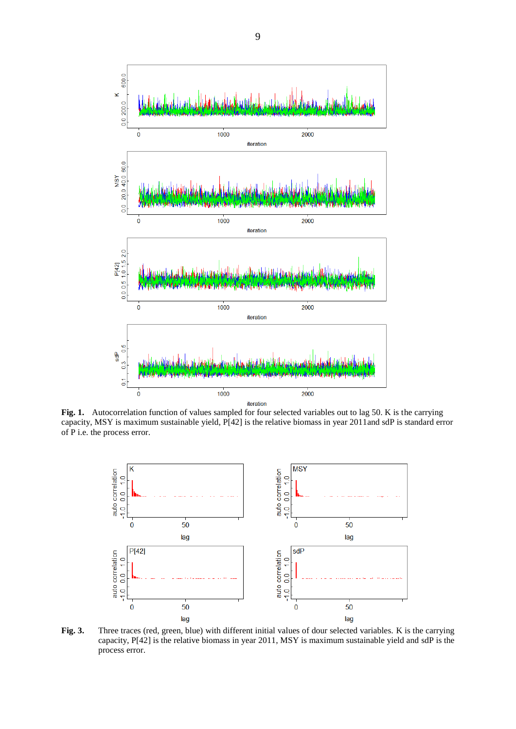**Fig. 1.** Autocorrelation function of values sampled for four selected variables out to lag 50. K is the carrying capacity, MSY is maximum sustainable yield, P[42] is the relative biomass in year 2011and sdP is standard error of P i.e. the process error.

**Fig. 3.** Three traces (red, green, blue) with different initial values of dour selected variables. K is the carrying capacity, P[42] is the relative biomass in year 2011, MSY is maximum sustainable yield and sdP is the process error.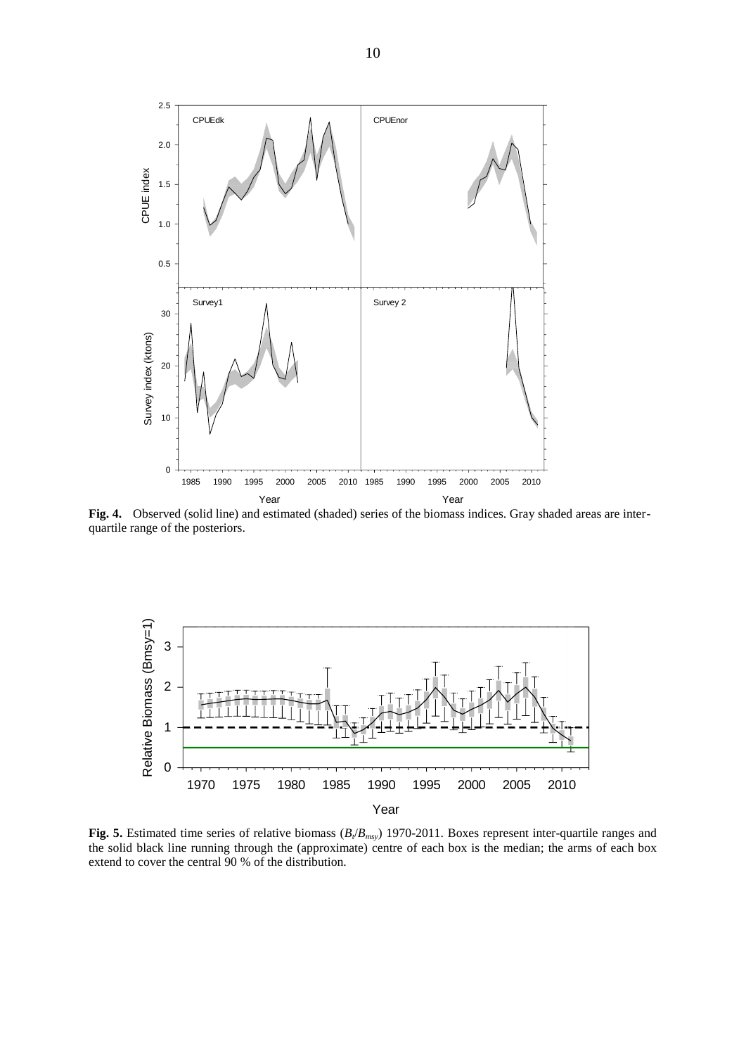**Fig. 4.** Observed (solid line) and estimated (shaded) series of the biomass indices. Gray shaded areas are inter-quartile range of the posteriors.

**Fig. 5.** Estimated time series of relative biomass ($B_t/B_{msy}$) 1970-2011. Boxes represent inter-quartile ranges and the solid black line running through the (approximate) centre of each box is the median; the arms of each box extend to cover the central 90 % of the distribution.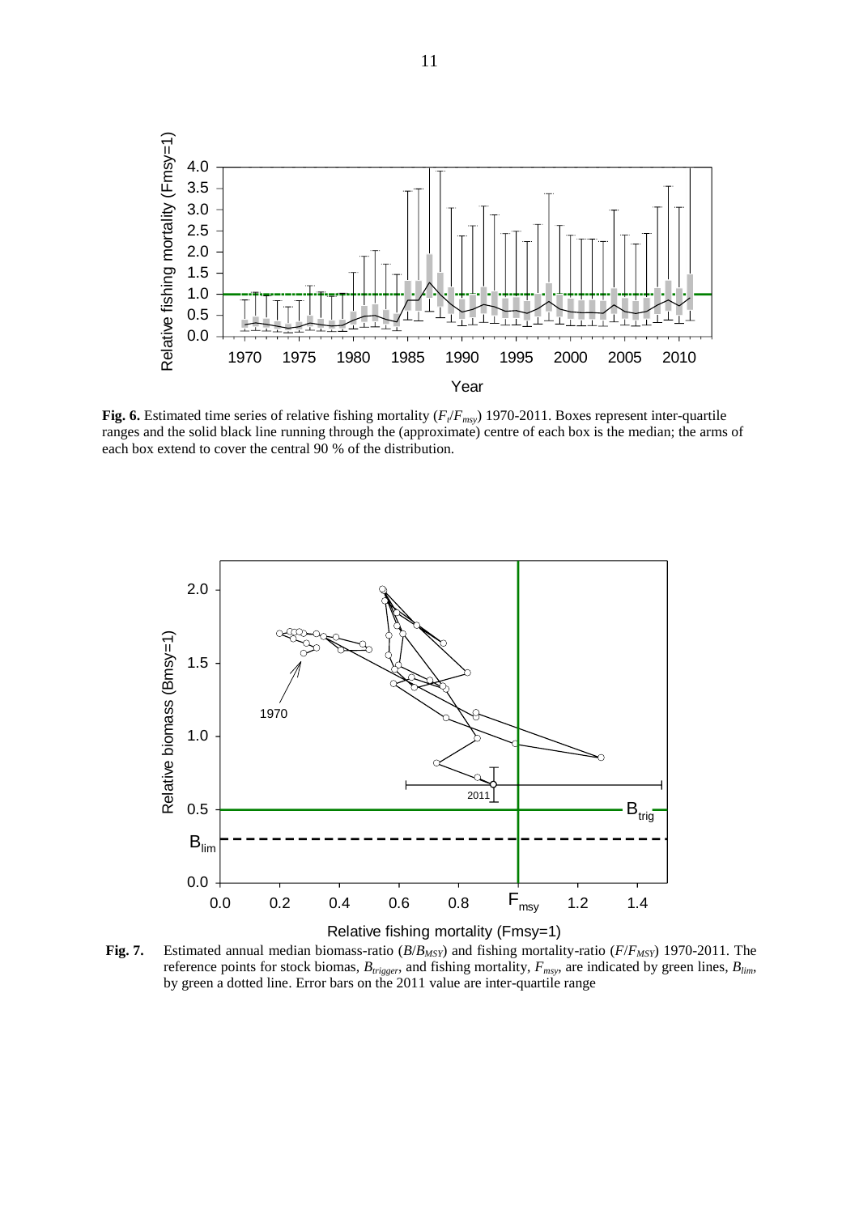Relative fishing mortality (Fmsy=1)

4.0
3.5
3.0
2.5
2.0
1.5
1.0
0.5
0.0

1970 1975 1980 1985 1990 1995 2000 2005 2010

Year

**Fig. 6.** Estimated time series of relative fishing mortality ($F_t/F_{msy}$) 1970-2011. Boxes represent inter-quartile ranges and the solid black line running through the (approximate) centre of each box is the median; the arms of each box extend to cover the central 90 % of the distribution.

Relative biomass (Bmsy=1)

2.0
1.5
1.0
0.5
0.0

1970

2011

$B_{trig}$

$B_{lim}$

0.0 0.2 0.4 0.6 0.8 $F_{msy}$ 1.2 1.4

Relative fishing mortality (Fmsy=1)

**Fig. 7.** Estimated annual median biomass-ratio ($B/B_{MSY}$) and fishing mortality-ratio ($F/F_{MSY}$) 1970-2011. The reference points for stock biomas, $B_{trigger}$, and fishing mortality, $F_{msy}$, are indicated by green lines, $B_{lim}$, by green a dotted line. Error bars on the 2011 value are inter-quartile range